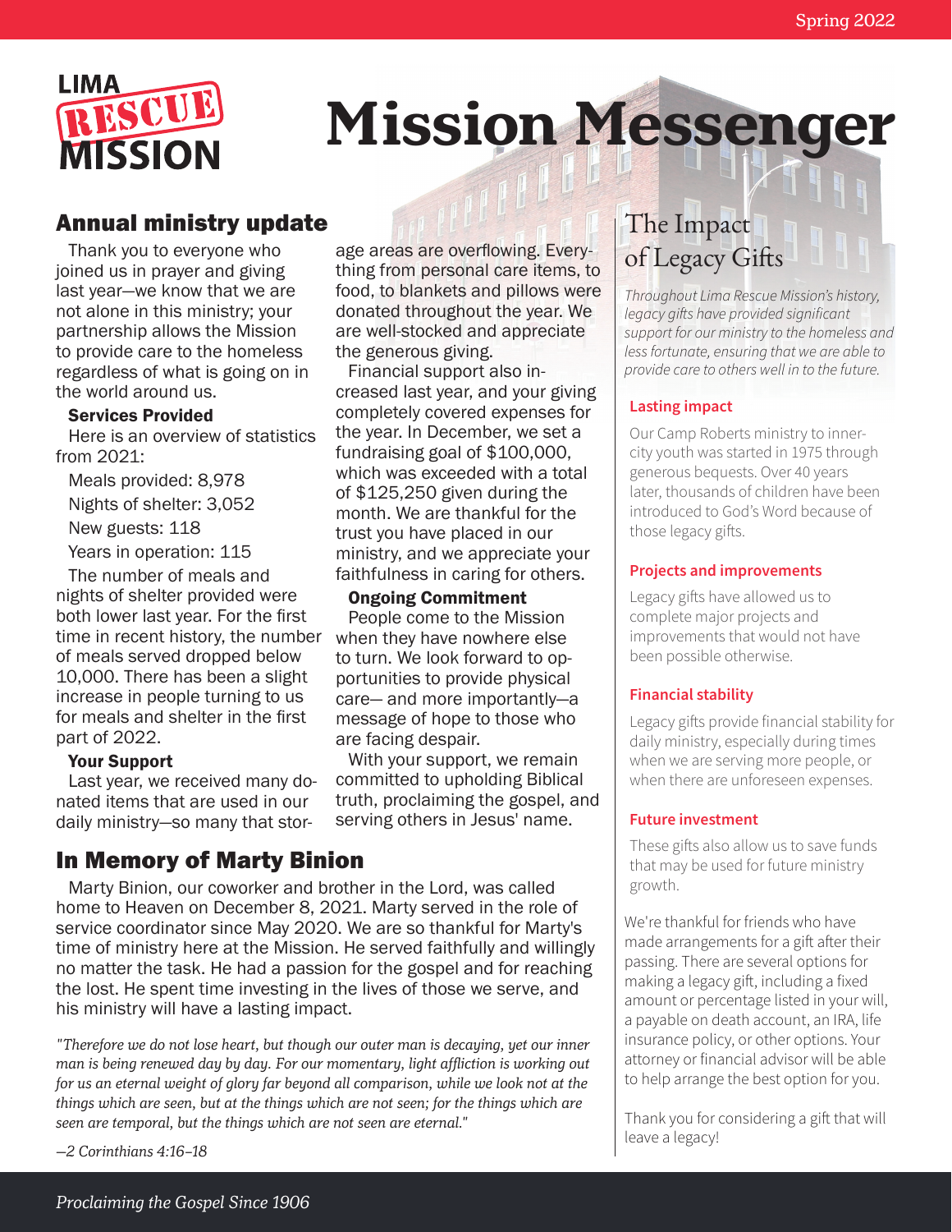Spring 2022

LIMA RESCUE MISSION

# Mission Messenger

## Annual ministry update

Thank you to everyone who joined us in prayer and giving last year—we know that we are not alone in this ministry; your partnership allows the Mission to provide care to the homeless regardless of what is going on in the world around us.

### Services Provided

Here is an overview of statistics from 2021:

Meals provided: 8,978

Nights of shelter: 3,052

New guests: 118

Years in operation: 115

The number of meals and nights of shelter provided were both lower last year. For the first time in recent history, the number of meals served dropped below 10,000. There has been a slight increase in people turning to us for meals and shelter in the first part of 2022.

### Your Support

Last year, we received many donated items that are used in our daily ministry—so many that storage areas are overflowing. Everything from personal care items, to food, to blankets and pillows were donated throughout the year. We are well-stocked and appreciate the generous giving.

Financial support also increased last year, and your giving completely covered expenses for the year. In December, we set a fundraising goal of $100,000, which was exceeded with a total of $125,250 given during the month. We are thankful for the trust you have placed in our ministry, and we appreciate your faithfulness in caring for others.

### Ongoing Commitment

People come to the Mission when they have nowhere else to turn. We look forward to opportunities to provide physical care— and more importantly—a message of hope to those who are facing despair.

With your support, we remain committed to upholding Biblical truth, proclaiming the gospel, and serving others in Jesus' name.

## In Memory of Marty Binion

Marty Binion, our coworker and brother in the Lord, was called home to Heaven on December 8, 2021. Marty served in the role of service coordinator since May 2020. We are so thankful for Marty's time of ministry here at the Mission. He served faithfully and willingly no matter the task. He had a passion for the gospel and for reaching the lost. He spent time investing in the lives of those we serve, and his ministry will have a lasting impact.

*"Therefore we do not lose heart, but though our outer man is decaying, yet our inner man is being renewed day by day. For our momentary, light affliction is working out for us an eternal weight of glory far beyond all comparison, while we look not at the things which are seen, but at the things which are not seen; for the things which are seen are temporal, but the things which are not seen are eternal."*

*–2 Corinthians 4:16–18*

## The Impact of Legacy Gifts

*Throughout Lima Rescue Mission's history, legacy gifts have provided significant support for our ministry to the homeless and less fortunate, ensuring that we are able to provide care to others well in to the future.*

### Lasting impact

Our Camp Roberts ministry to inner-city youth was started in 1975 through generous bequests. Over 40 years later, thousands of children have been introduced to God's Word because of those legacy gifts.

### Projects and improvements

Legacy gifts have allowed us to complete major projects and improvements that would not have been possible otherwise.

### Financial stability

Legacy gifts provide financial stability for daily ministry, especially during times when we are serving more people, or when there are unforeseen expenses.

### Future investment

These gifts also allow us to save funds that may be used for future ministry growth.

We're thankful for friends who have made arrangements for a gift after their passing. There are several options for making a legacy gift, including a fixed amount or percentage listed in your will, a payable on death account, an IRA, life insurance policy, or other options. Your attorney or financial advisor will be able to help arrange the best option for you.

Thank you for considering a gift that will leave a legacy!

*Proclaiming the Gospel Since 1906*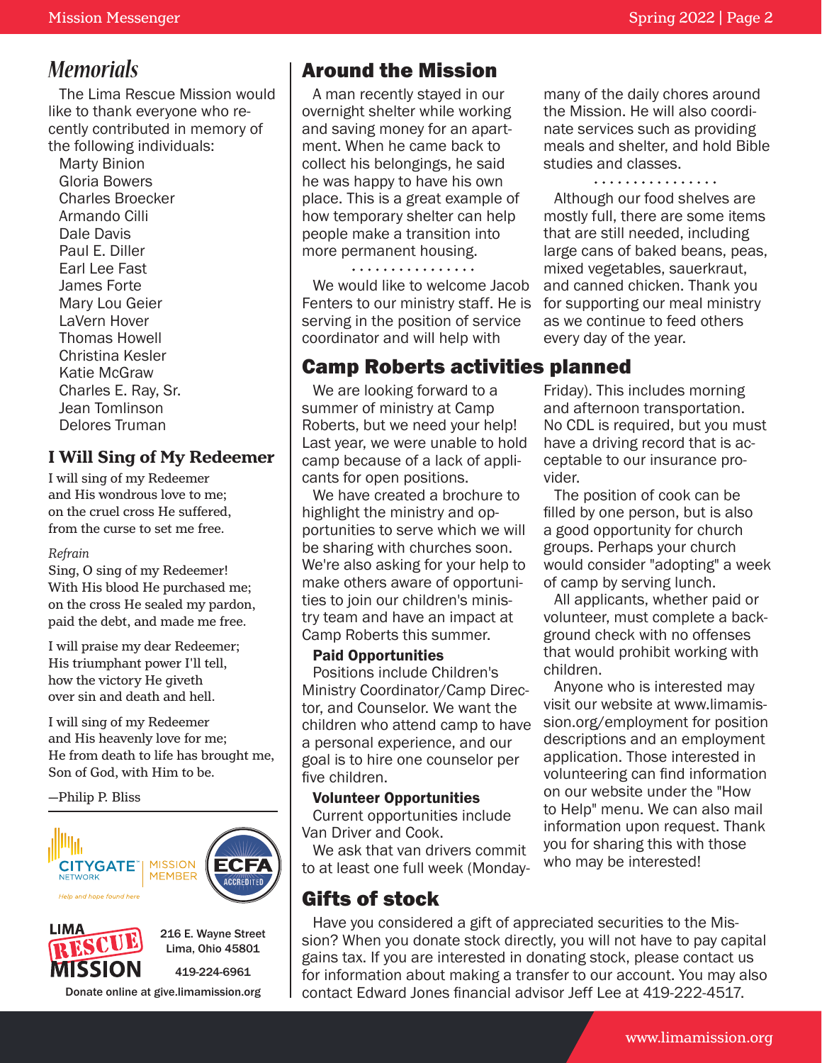## *Memorials*

The Lima Rescue Mission would like to thank everyone who recently contributed in memory of the following individuals:

Marty Binion
Gloria Bowers
Charles Broecker
Armando Cilli
Dale Davis
Paul E. Diller
Earl Lee Fast
James Forte
Mary Lou Geier
LaVern Hover
Thomas Howell
Christina Kesler
Katie McGraw
Charles E. Ray, Sr.
Jean Tomlinson
Delores Truman

### I Will Sing of My Redeemer

I will sing of my Redeemer
and His wondrous love to me;
on the cruel cross He suffered,
from the curse to set me free.

*Refrain*
Sing, O sing of my Redeemer!
With His blood He purchased me;
on the cross He sealed my pardon,
paid the debt, and made me free.

I will praise my dear Redeemer;
His triumphant power I'll tell,
how the victory He giveth
over sin and death and hell.

I will sing of my Redeemer
and His heavenly love for me;
He from death to life has brought me,
Son of God, with Him to be.

—Philip P. Bliss

CITYGATE NETWORK Help and hope found here | MISSION MEMBER

ECFA ACCREDITED

LIMA RESCUE MISSION
216 E. Wayne Street
Lima, Ohio 45801
419-224-6961
Donate online at give.limamission.org

## Around the Mission

A man recently stayed in our overnight shelter while working and saving money for an apartment. When he came back to collect his belongings, he said he was happy to have his own place. This is a great example of how temporary shelter can help people make a transition into more permanent housing.

We would like to welcome Jacob Fenters to our ministry staff. He is serving in the position of service coordinator and will help with many of the daily chores around the Mission. He will also coordinate services such as providing meals and shelter, and hold Bible studies and classes.

Although our food shelves are mostly full, there are some items that are still needed, including large cans of baked beans, peas, mixed vegetables, sauerkraut, and canned chicken. Thank you for supporting our meal ministry as we continue to feed others every day of the year.

## Camp Roberts activities planned

We are looking forward to a summer of ministry at Camp Roberts, but we need your help! Last year, we were unable to hold camp because of a lack of applicants for open positions.

We have created a brochure to highlight the ministry and opportunities to serve which we will be sharing with churches soon. We're also asking for your help to make others aware of opportunities to join our children's ministry team and have an impact at Camp Roberts this summer.

**Paid Opportunities**

Positions include Children's Ministry Coordinator/Camp Director, and Counselor. We want the children who attend camp to have a personal experience, and our goal is to hire one counselor per five children.

**Volunteer Opportunities**

Current opportunities include Van Driver and Cook.

We ask that van drivers commit to at least one full week (Monday-Friday). This includes morning and afternoon transportation. No CDL is required, but you must have a driving record that is acceptable to our insurance provider.

The position of cook can be filled by one person, but is also a good opportunity for church groups. Perhaps your church would consider "adopting" a week of camp by serving lunch.

All applicants, whether paid or volunteer, must complete a background check with no offenses that would prohibit working with children.

Anyone who is interested may visit our website at www.limamission.org/employment for position descriptions and an employment application. Those interested in volunteering can find information on our website under the "How to Help" menu. We can also mail information upon request. Thank you for sharing this with those who may be interested!

## Gifts of stock

Have you considered a gift of appreciated securities to the Mission? When you donate stock directly, you will not have to pay capital gains tax. If you are interested in donating stock, please contact us for information about making a transfer to our account. You may also contact Edward Jones financial advisor Jeff Lee at 419-222-4517.